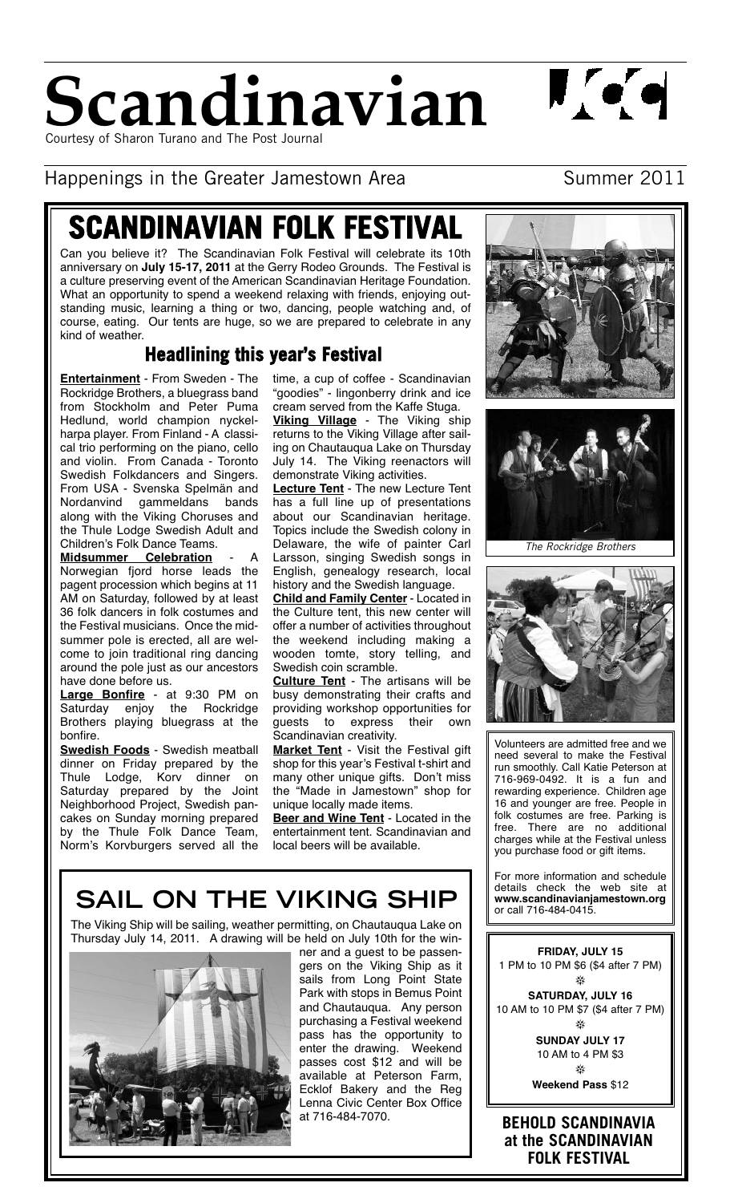# Scandinavian

Courtesy of Sharon Turano and The Post Journal

Happenings in the Greater Jamestown Area — Summer 2011

# SCANDINAVIAN FOLK FESTIVAL

Can you believe it? The Scandinavian Folk Festival will celebrate its 10th anniversary on **July 15-17, 2011** at the Gerry Rodeo Grounds. The Festival is a culture preserving event of the American Scandinavian Heritage Foundation. What an opportunity to spend a weekend relaxing with friends, enjoying outstanding music, learning a thing or two, dancing, people watching and, of course, eating. Our tents are huge, so we are prepared to celebrate in any kind of weather.

## Headlining this year's Festival

**Entertainment** - From Sweden - The Rockridge Brothers, a bluegrass band from Stockholm and Peter Puma Hedlund, world champion nyckelharpa player. From Finland - A classical trio performing on the piano, cello and violin. From Canada - Toronto Swedish Folkdancers and Singers. From USA - Svenska Spelmän and Nordanvind gammeldans bands along with the Viking Choruses and the Thule Lodge Swedish Adult and Children's Folk Dance Teams.

**Midsummer Celebration** - A Norwegian fjord horse leads the pagent procession which begins at 11 AM on Saturday, followed by at least 36 folk dancers in folk costumes and the Festival musicians. Once the midsummer pole is erected, all are welcome to join traditional ring dancing around the pole just as our ancestors have done before us.

**Large Bonfire** - at 9:30 PM on Saturday enjoy the Rockridge Brothers playing bluegrass at the bonfire.

**Swedish Foods** - Swedish meatball dinner on Friday prepared by the Thule Lodge, Korv dinner on Saturday prepared by the Joint Neighborhood Project, Swedish pancakes on Sunday morning prepared by the Thule Folk Dance Team, Norm's Korvburgers served all the time, a cup of coffee - Scandinavian "goodies" - lingonberry drink and ice cream served from the Kaffe Stuga.

**Viking Village** - The Viking ship returns to the Viking Village after sailing on Chautauqua Lake on Thursday July 14. The Viking reenactors will demonstrate Viking activities.

**Lecture Tent** - The new Lecture Tent has a full line up of presentations about our Scandinavian heritage. Topics include the Swedish colony in Delaware, the wife of painter Carl Larsson, singing Swedish songs in English, genealogy research, local history and the Swedish language.

**Child and Family Center** - Located in the Culture tent, this new center will offer a number of activities throughout the weekend including making a wooden tomte, story telling, and Swedish coin scramble.

**Culture Tent** - The artisans will be busy demonstrating their crafts and providing workshop opportunities for guests to express their own Scandinavian creativity.

**Market Tent** - Visit the Festival gift shop for this year's Festival t-shirt and many other unique gifts. Don't miss the "Made in Jamestown" shop for unique locally made items.

**Beer and Wine Tent** - Located in the entertainment tent. Scandinavian and local beers will be available.

*The Rockridge Brothers*

Volunteers are admitted free and we need several to make the Festival run smoothly. Call Katie Peterson at 716-969-0492. It is a fun and rewarding experience. Children age 16 and younger are free. People in folk costumes are free. Parking is free. There are no additional charges while at the Festival unless you purchase food or gift items.

For more information and schedule details check the web site at **www.scandinavianjamestown.org** or call 716-484-0415.

## SAIL ON THE VIKING SHIP

The Viking Ship will be sailing, weather permitting, on Chautauqua Lake on Thursday July 14, 2011. A drawing will be held on July 10th for the winner and a guest to be passengers on the Viking Ship as it sails from Long Point State Park with stops in Bemus Point and Chautauqua. Any person purchasing a Festival weekend pass has the opportunity to enter the drawing. Weekend passes cost $12 and will be available at Peterson Farm, Ecklof Bakery and the Reg Lenna Civic Center Box Office at 716-484-7070.

**FRIDAY, JULY 15**
1 PM to 10 PM $6 ($4 after 7 PM)

**SATURDAY, JULY 16**
10 AM to 10 PM $7 ($4 after 7 PM)

**SUNDAY JULY 17**
10 AM to 4 PM $3

**Weekend Pass** $12

**BEHOLD SCANDINAVIA at the SCANDINAVIAN FOLK FESTIVAL**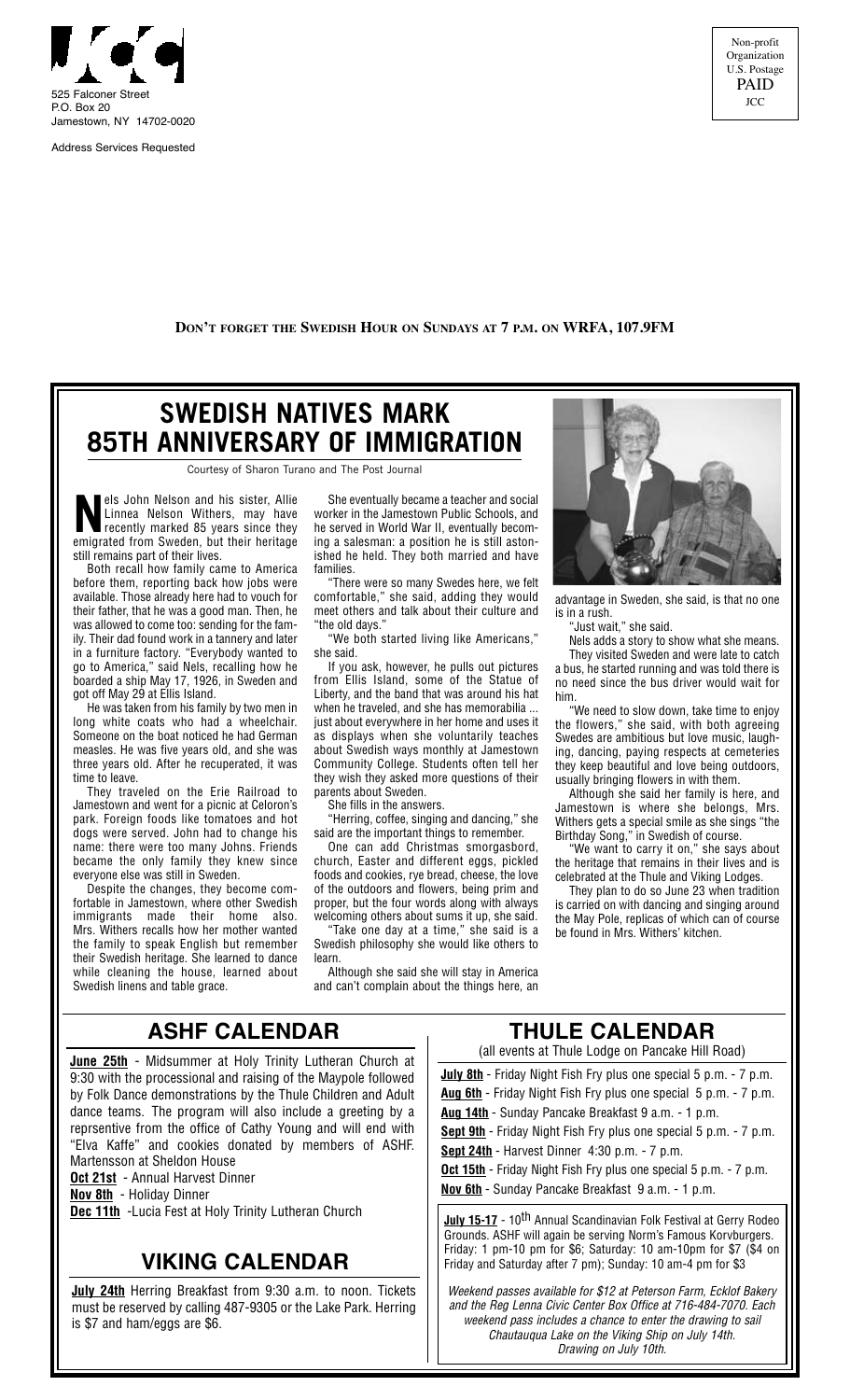JCC
525 Falconer Street
P.O. Box 20
Jamestown, NY 14702-0020

Address Services Requested

Non-profit Organization
U.S. Postage
PAID
JCC

**DON'T FORGET THE SWEDISH HOUR ON SUNDAYS AT 7 P.M. ON WRFA, 107.9FM**

# SWEDISH NATIVES MARK 85TH ANNIVERSARY OF IMMIGRATION

Courtesy of Sharon Turano and The Post Journal

Nels John Nelson and his sister, Allie Linnea Nelson Withers, may have recently marked 85 years since they emigrated from Sweden, but their heritage still remains part of their lives.

Both recall how family came to America before them, reporting back how jobs were available. Those already here had to vouch for their father, that he was a good man. Then, he was allowed to come too: sending for the family. Their dad found work in a tannery and later in a furniture factory. "Everybody wanted to go to America," said Nels, recalling how he boarded a ship May 17, 1926, in Sweden and got off May 29 at Ellis Island.

He was taken from his family by two men in long white coats who had a wheelchair. Someone on the boat noticed he had German measles. He was five years old, and she was three years old. After he recuperated, it was time to leave.

They traveled on the Erie Railroad to Jamestown and went for a picnic at Celoron's park. Foreign foods like tomatoes and hot dogs were served. John had to change his name: there were too many Johns. Friends became the only family they knew since everyone else was still in Sweden.

Despite the changes, they become comfortable in Jamestown, where other Swedish immigrants made their home also. Mrs. Withers recalls how her mother wanted the family to speak English but remember their Swedish heritage. She learned to dance while cleaning the house, learned about Swedish linens and table grace.

She eventually became a teacher and social worker in the Jamestown Public Schools, and he served in World War II, eventually becoming a salesman: a position he is still astonished he held. They both married and have families.

"There were so many Swedes here, we felt comfortable," she said, adding they would meet others and talk about their culture and "the old days."

"We both started living like Americans," she said.

If you ask, however, he pulls out pictures from Ellis Island, some of the Statue of Liberty, and the band that was around his hat when he traveled, and she has memorabilia ... just about everywhere in her home and uses it as displays when she voluntarily teaches about Swedish ways monthly at Jamestown Community College. Students often tell her they wish they asked more questions of their parents about Sweden.

She fills in the answers.

"Herring, coffee, singing and dancing," she said are the important things to remember.

One can add Christmas smorgasbord, church, Easter and different eggs, pickled foods and cookies, rye bread, cheese, the love of the outdoors and flowers, being prim and proper, but the four words along with always welcoming others about sums it up, she said.

"Take one day at a time," she said is a Swedish philosophy she would like others to learn.

Although she said she will stay in America and can't complain about the things here, an advantage in Sweden, she said, is that no one is in a rush.

"Just wait," she said.

Nels adds a story to show what she means. They visited Sweden and were late to catch a bus, he started running and was told there is no need since the bus driver would wait for him.

"We need to slow down, take time to enjoy the flowers," she said, with both agreeing Swedes are ambitious but love music, laughing, dancing, paying respects at cemeteries they keep beautiful and love being outdoors, usually bringing flowers in with them.

Although she said her family is here, and Jamestown is where she belongs, Mrs. Withers gets a special smile as she sings "the Birthday Song," in Swedish of course.

"We want to carry it on," she says about the heritage that remains in their lives and is celebrated at the Thule and Viking Lodges.

They plan to do so June 23 when tradition is carried on with dancing and singing around the May Pole, replicas of which can of course be found in Mrs. Withers' kitchen.

## ASHF CALENDAR

**June 25th** - Midsummer at Holy Trinity Lutheran Church at 9:30 with the processional and raising of the Maypole followed by Folk Dance demonstrations by the Thule Children and Adult dance teams. The program will also include a greeting by a reprsentive from the office of Cathy Young and will end with "Elva Kaffe" and cookies donated by members of ASHF. Martensson at Sheldon House

**Oct 21st** - Annual Harvest Dinner

**Nov 8th** - Holiday Dinner

**Dec 11th** -Lucia Fest at Holy Trinity Lutheran Church

## VIKING CALENDAR

**July 24th** Herring Breakfast from 9:30 a.m. to noon. Tickets must be reserved by calling 487-9305 or the Lake Park. Herring is $7 and ham/eggs are $6.

## THULE CALENDAR

(all events at Thule Lodge on Pancake Hill Road)

**July 8th** - Friday Night Fish Fry plus one special 5 p.m. - 7 p.m.

**Aug 6th** - Friday Night Fish Fry plus one special 5 p.m. - 7 p.m.

**Aug 14th** - Sunday Pancake Breakfast 9 a.m. - 1 p.m.

**Sept 9th** - Friday Night Fish Fry plus one special 5 p.m. - 7 p.m.

**Sept 24th** - Harvest Dinner 4:30 p.m. - 7 p.m.

**Oct 15th** - Friday Night Fish Fry plus one special 5 p.m. - 7 p.m.

**Nov 6th** - Sunday Pancake Breakfast 9 a.m. - 1 p.m.

**July 15-17** - 10th Annual Scandinavian Folk Festival at Gerry Rodeo Grounds. ASHF will again be serving Norm's Famous Korvburgers. Friday: 1 pm-10 pm for $6; Saturday: 10 am-10pm for $7 ($4 on Friday and Saturday after 7 pm); Sunday: 10 am-4 pm for $3

*Weekend passes available for $12 at Peterson Farm, Ecklof Bakery and the Reg Lenna Civic Center Box Office at 716-484-7070. Each weekend pass includes a chance to enter the drawing to sail Chautauqua Lake on the Viking Ship on July 14th. Drawing on July 10th.*